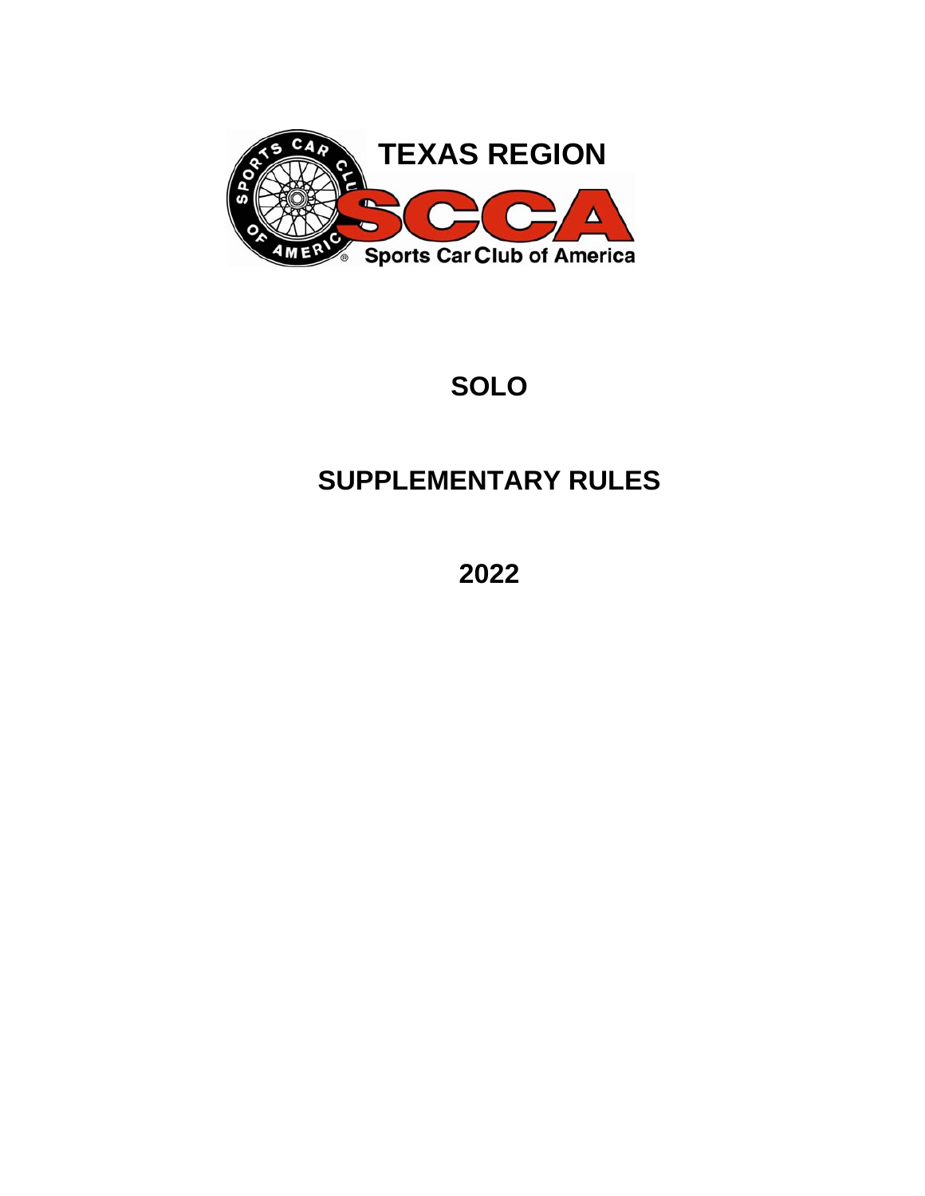# TEXAS REGION

Sports Car Club of America

# SOLO

# SUPPLEMENTARY RULES

# 2022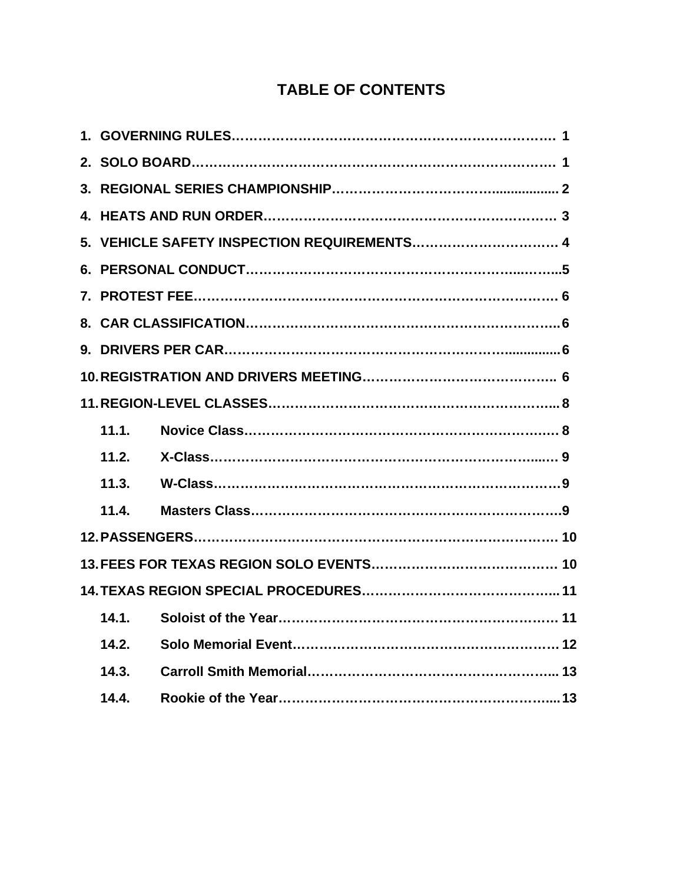# TABLE OF CONTENTS

1. **GOVERNING RULES……………………………………………………………………… 1**
2. **SOLO BOARD………………………………………………………………………… 1**
3. **REGIONAL SERIES CHAMPIONSHIP…………………………………................. 2**
4. **HEATS AND RUN ORDER………………………………………………………… 3**
5. **VEHICLE SAFETY INSPECTION REQUIREMENTS…………………………… 4**
6. **PERSONAL CONDUCT…………………………………………………...……...5**
7. **PROTEST FEE…………………………………………………………………… 6**
8. **CAR CLASSIFICATION……………………………………………………………..6**
9. **DRIVERS PER CAR…………………………………………………….............6**
10. **REGISTRATION AND DRIVERS MEETING…………………………………….. 6**
11. **REGION-LEVEL CLASSES……………………………………………………... 8**
    - **11.1. Novice Class……………………………………………………………. 8**
    - **11.2. X-Class……………………………………………………………...…. 9**
    - **11.3. W-Class………………………………………………………………9**
    - **11.4. Masters Class…………………………………………………………….9**
12. **PASSENGERS………………………………………………………………… 10**
13. **FEES FOR TEXAS REGION SOLO EVENTS…………………………………… 10**
14. **TEXAS REGION SPECIAL PROCEDURES…………………………………….. 11**
    - **14.1. Soloist of the Year………………………………………………………. 11**
    - **14.2. Solo Memorial Event…………………………………………………… 12**
    - **14.3. Carroll Smith Memorial……………………………………………….. 13**
    - **14.4. Rookie of the Year…………………………………………………..... 13**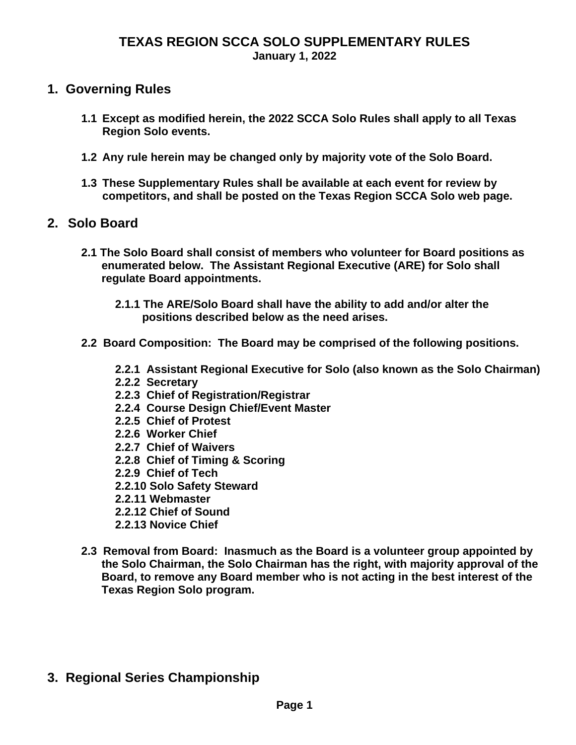# TEXAS REGION SCCA SOLO SUPPLEMENTARY RULES

**January 1, 2022**

## 1. Governing Rules

**1.1 Except as modified herein, the 2022 SCCA Solo Rules shall apply to all Texas Region Solo events.**

**1.2 Any rule herein may be changed only by majority vote of the Solo Board.**

**1.3 These Supplementary Rules shall be available at each event for review by competitors, and shall be posted on the Texas Region SCCA Solo web page.**

## 2. Solo Board

**2.1 The Solo Board shall consist of members who volunteer for Board positions as enumerated below. The Assistant Regional Executive (ARE) for Solo shall regulate Board appointments.**

**2.1.1 The ARE/Solo Board shall have the ability to add and/or alter the positions described below as the need arises.**

**2.2 Board Composition: The Board may be comprised of the following positions.**

**2.2.1 Assistant Regional Executive for Solo (also known as the Solo Chairman)**
**2.2.2 Secretary**
**2.2.3 Chief of Registration/Registrar**
**2.2.4 Course Design Chief/Event Master**
**2.2.5 Chief of Protest**
**2.2.6 Worker Chief**
**2.2.7 Chief of Waivers**
**2.2.8 Chief of Timing & Scoring**
**2.2.9 Chief of Tech**
**2.2.10 Solo Safety Steward**
**2.2.11 Webmaster**
**2.2.12 Chief of Sound**
**2.2.13 Novice Chief**

**2.3 Removal from Board: Inasmuch as the Board is a volunteer group appointed by the Solo Chairman, the Solo Chairman has the right, with majority approval of the Board, to remove any Board member who is not acting in the best interest of the Texas Region Solo program.**

## 3. Regional Series Championship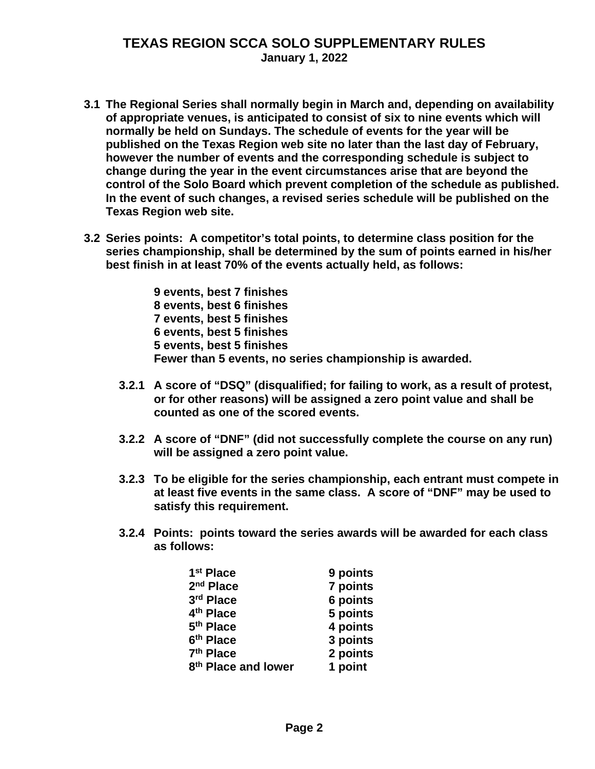**TEXAS REGION SCCA SOLO SUPPLEMENTARY RULES**
**January 1, 2022**

**3.1 The Regional Series shall normally begin in March and, depending on availability of appropriate venues, is anticipated to consist of six to nine events which will normally be held on Sundays. The schedule of events for the year will be published on the Texas Region web site no later than the last day of February, however the number of events and the corresponding schedule is subject to change during the year in the event circumstances arise that are beyond the control of the Solo Board which prevent completion of the schedule as published. In the event of such changes, a revised series schedule will be published on the Texas Region web site.**

**3.2 Series points: A competitor's total points, to determine class position for the series championship, shall be determined by the sum of points earned in his/her best finish in at least 70% of the events actually held, as follows:**

**9 events, best 7 finishes**
**8 events, best 6 finishes**
**7 events, best 5 finishes**
**6 events, best 5 finishes**
**5 events, best 5 finishes**
**Fewer than 5 events, no series championship is awarded.**

**3.2.1 A score of "DSQ" (disqualified; for failing to work, as a result of protest, or for other reasons) will be assigned a zero point value and shall be counted as one of the scored events.**

**3.2.2 A score of "DNF" (did not successfully complete the course on any run) will be assigned a zero point value.**

**3.2.3 To be eligible for the series championship, each entrant must compete in at least five events in the same class. A score of "DNF" may be used to satisfy this requirement.**

**3.2.4 Points: points toward the series awards will be awarded for each class as follows:**

| Place | Points |
|---|---|
| 1st Place | 9 points |
| 2nd Place | 7 points |
| 3rd Place | 6 points |
| 4th Place | 5 points |
| 5th Place | 4 points |
| 6th Place | 3 points |
| 7th Place | 2 points |
| 8th Place and lower | 1 point |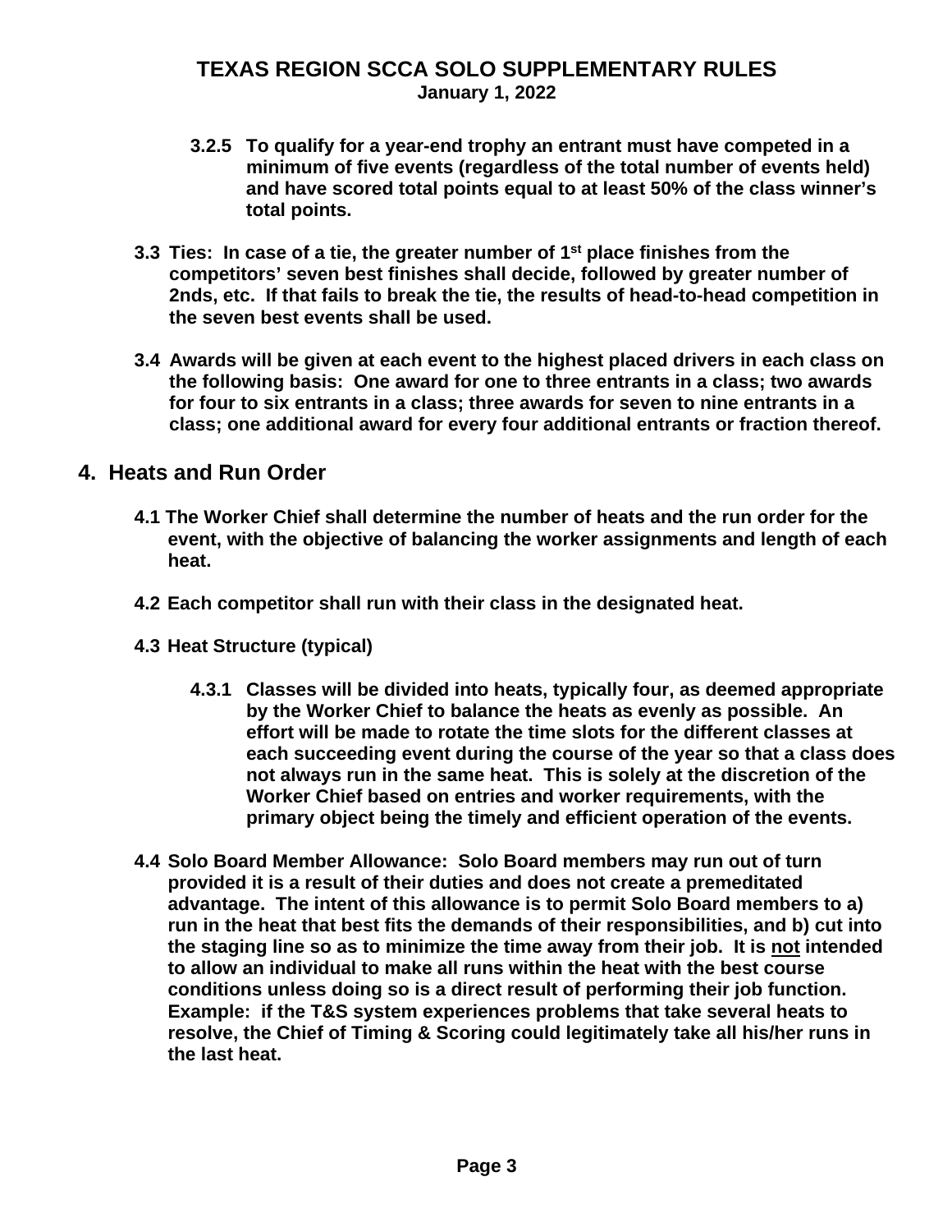**3.2.5 To qualify for a year-end trophy an entrant must have competed in a minimum of five events (regardless of the total number of events held) and have scored total points equal to at least 50% of the class winner's total points.**

**3.3 Ties: In case of a tie, the greater number of 1st place finishes from the competitors' seven best finishes shall decide, followed by greater number of 2nds, etc. If that fails to break the tie, the results of head-to-head competition in the seven best events shall be used.**

**3.4 Awards will be given at each event to the highest placed drivers in each class on the following basis: One award for one to three entrants in a class; two awards for four to six entrants in a class; three awards for seven to nine entrants in a class; one additional award for every four additional entrants or fraction thereof.**

## 4. Heats and Run Order

**4.1 The Worker Chief shall determine the number of heats and the run order for the event, with the objective of balancing the worker assignments and length of each heat.**

**4.2 Each competitor shall run with their class in the designated heat.**

**4.3 Heat Structure (typical)**

**4.3.1 Classes will be divided into heats, typically four, as deemed appropriate by the Worker Chief to balance the heats as evenly as possible. An effort will be made to rotate the time slots for the different classes at each succeeding event during the course of the year so that a class does not always run in the same heat. This is solely at the discretion of the Worker Chief based on entries and worker requirements, with the primary object being the timely and efficient operation of the events.**

**4.4 Solo Board Member Allowance: Solo Board members may run out of turn provided it is a result of their duties and does not create a premeditated advantage. The intent of this allowance is to permit Solo Board members to a) run in the heat that best fits the demands of their responsibilities, and b) cut into the staging line so as to minimize the time away from their job. It is <u>not</u> intended to allow an individual to make all runs within the heat with the best course conditions unless doing so is a direct result of performing their job function. Example: if the T&S system experiences problems that take several heats to resolve, the Chief of Timing & Scoring could legitimately take all his/her runs in the last heat.**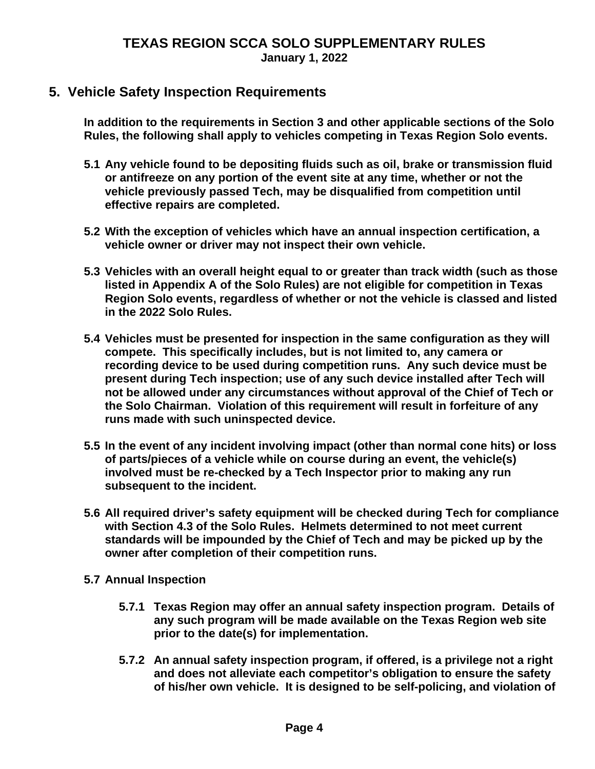## 5. Vehicle Safety Inspection Requirements

**In addition to the requirements in Section 3 and other applicable sections of the Solo Rules, the following shall apply to vehicles competing in Texas Region Solo events.**

**5.1 Any vehicle found to be depositing fluids such as oil, brake or transmission fluid or antifreeze on any portion of the event site at any time, whether or not the vehicle previously passed Tech, may be disqualified from competition until effective repairs are completed.**

**5.2 With the exception of vehicles which have an annual inspection certification, a vehicle owner or driver may not inspect their own vehicle.**

**5.3 Vehicles with an overall height equal to or greater than track width (such as those listed in Appendix A of the Solo Rules) are not eligible for competition in Texas Region Solo events, regardless of whether or not the vehicle is classed and listed in the 2022 Solo Rules.**

**5.4 Vehicles must be presented for inspection in the same configuration as they will compete. This specifically includes, but is not limited to, any camera or recording device to be used during competition runs. Any such device must be present during Tech inspection; use of any such device installed after Tech will not be allowed under any circumstances without approval of the Chief of Tech or the Solo Chairman. Violation of this requirement will result in forfeiture of any runs made with such uninspected device.**

**5.5 In the event of any incident involving impact (other than normal cone hits) or loss of parts/pieces of a vehicle while on course during an event, the vehicle(s) involved must be re-checked by a Tech Inspector prior to making any run subsequent to the incident.**

**5.6 All required driver's safety equipment will be checked during Tech for compliance with Section 4.3 of the Solo Rules. Helmets determined to not meet current standards will be impounded by the Chief of Tech and may be picked up by the owner after completion of their competition runs.**

**5.7 Annual Inspection**

**5.7.1 Texas Region may offer an annual safety inspection program. Details of any such program will be made available on the Texas Region web site prior to the date(s) for implementation.**

**5.7.2 An annual safety inspection program, if offered, is a privilege not a right and does not alleviate each competitor's obligation to ensure the safety of his/her own vehicle. It is designed to be self-policing, and violation of**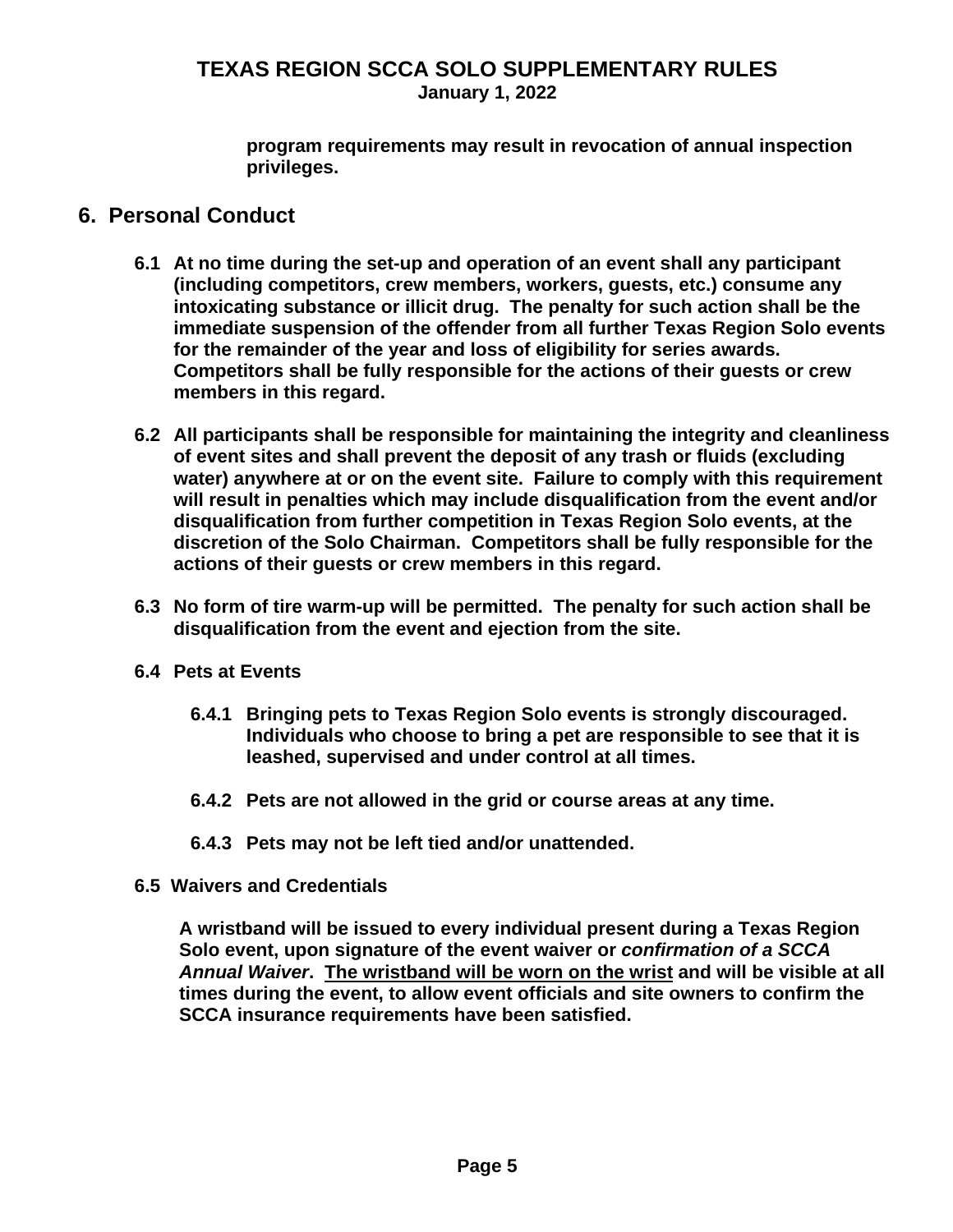**program requirements may result in revocation of annual inspection privileges.**

## 6. Personal Conduct

**6.1 At no time during the set-up and operation of an event shall any participant (including competitors, crew members, workers, guests, etc.) consume any intoxicating substance or illicit drug. The penalty for such action shall be the immediate suspension of the offender from all further Texas Region Solo events for the remainder of the year and loss of eligibility for series awards. Competitors shall be fully responsible for the actions of their guests or crew members in this regard.**

**6.2 All participants shall be responsible for maintaining the integrity and cleanliness of event sites and shall prevent the deposit of any trash or fluids (excluding water) anywhere at or on the event site. Failure to comply with this requirement will result in penalties which may include disqualification from the event and/or disqualification from further competition in Texas Region Solo events, at the discretion of the Solo Chairman. Competitors shall be fully responsible for the actions of their guests or crew members in this regard.**

**6.3 No form of tire warm-up will be permitted. The penalty for such action shall be disqualification from the event and ejection from the site.**

**6.4 Pets at Events**

**6.4.1 Bringing pets to Texas Region Solo events is strongly discouraged. Individuals who choose to bring a pet are responsible to see that it is leashed, supervised and under control at all times.**

**6.4.2 Pets are not allowed in the grid or course areas at any time.**

**6.4.3 Pets may not be left tied and/or unattended.**

**6.5 Waivers and Credentials**

**A wristband will be issued to every individual present during a Texas Region Solo event, upon signature of the event waiver or *confirmation of a SCCA Annual Waiver*. <u>The wristband will be worn on the wrist</u> and will be visible at all times during the event, to allow event officials and site owners to confirm the SCCA insurance requirements have been satisfied.**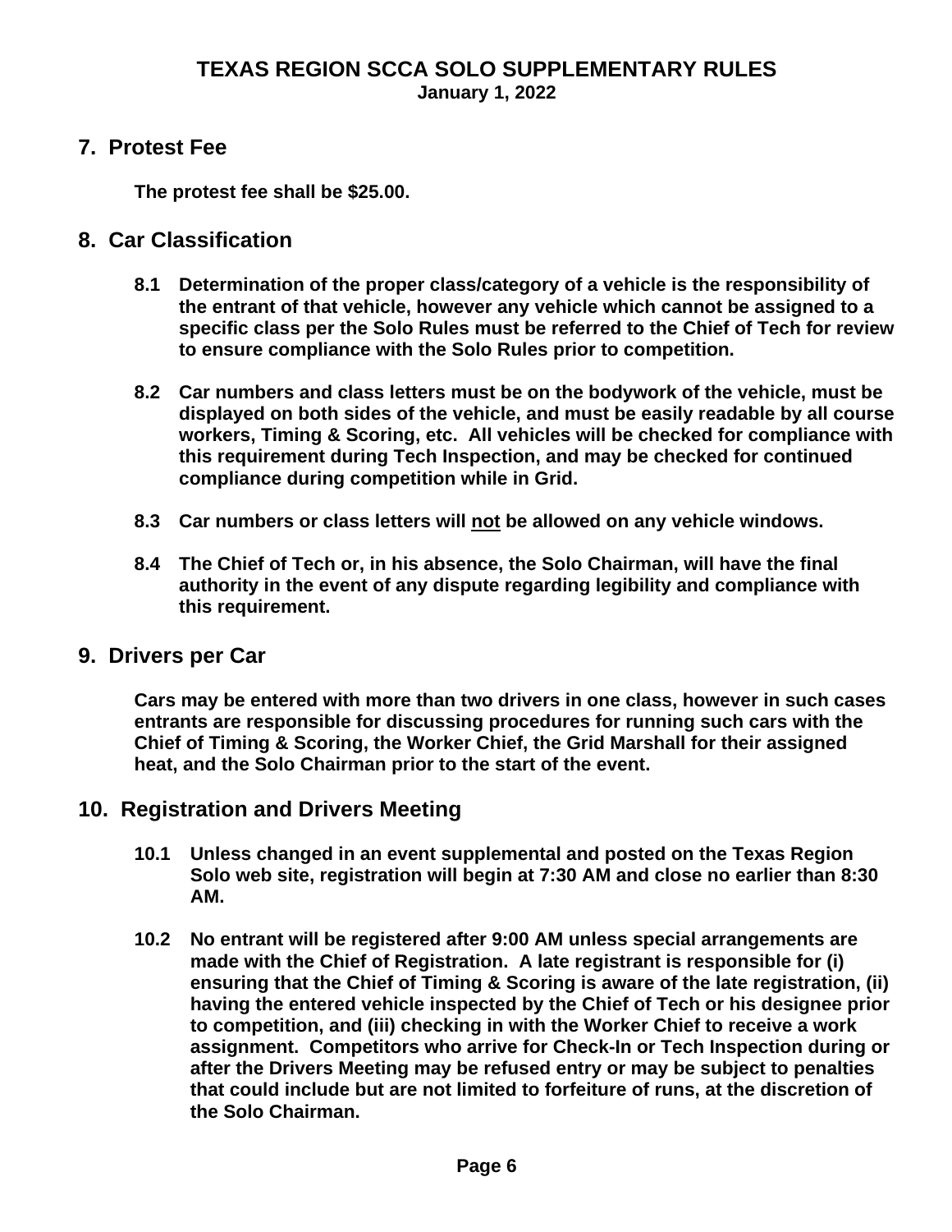## 7. Protest Fee

**The protest fee shall be $25.00.**

## 8. Car Classification

**8.1 Determination of the proper class/category of a vehicle is the responsibility of the entrant of that vehicle, however any vehicle which cannot be assigned to a specific class per the Solo Rules must be referred to the Chief of Tech for review to ensure compliance with the Solo Rules prior to competition.**

**8.2 Car numbers and class letters must be on the bodywork of the vehicle, must be displayed on both sides of the vehicle, and must be easily readable by all course workers, Timing & Scoring, etc. All vehicles will be checked for compliance with this requirement during Tech Inspection, and may be checked for continued compliance during competition while in Grid.**

**8.3 Car numbers or class letters will <u>not</u> be allowed on any vehicle windows.**

**8.4 The Chief of Tech or, in his absence, the Solo Chairman, will have the final authority in the event of any dispute regarding legibility and compliance with this requirement.**

## 9. Drivers per Car

**Cars may be entered with more than two drivers in one class, however in such cases entrants are responsible for discussing procedures for running such cars with the Chief of Timing & Scoring, the Worker Chief, the Grid Marshall for their assigned heat, and the Solo Chairman prior to the start of the event.**

## 10. Registration and Drivers Meeting

**10.1 Unless changed in an event supplemental and posted on the Texas Region Solo web site, registration will begin at 7:30 AM and close no earlier than 8:30 AM.**

**10.2 No entrant will be registered after 9:00 AM unless special arrangements are made with the Chief of Registration. A late registrant is responsible for (i) ensuring that the Chief of Timing & Scoring is aware of the late registration, (ii) having the entered vehicle inspected by the Chief of Tech or his designee prior to competition, and (iii) checking in with the Worker Chief to receive a work assignment. Competitors who arrive for Check-In or Tech Inspection during or after the Drivers Meeting may be refused entry or may be subject to penalties that could include but are not limited to forfeiture of runs, at the discretion of the Solo Chairman.**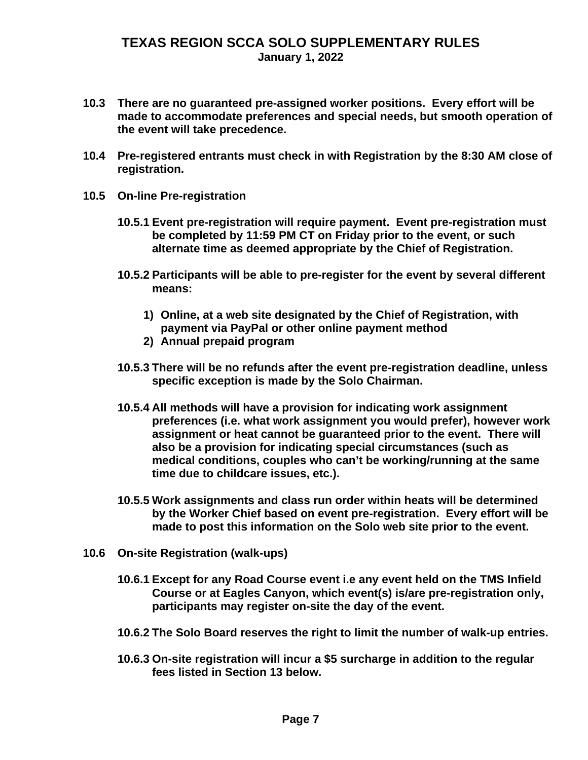**10.3 There are no guaranteed pre-assigned worker positions. Every effort will be made to accommodate preferences and special needs, but smooth operation of the event will take precedence.**

**10.4 Pre-registered entrants must check in with Registration by the 8:30 AM close of registration.**

**10.5 On-line Pre-registration**

**10.5.1 Event pre-registration will require payment. Event pre-registration must be completed by 11:59 PM CT on Friday prior to the event, or such alternate time as deemed appropriate by the Chief of Registration.**

**10.5.2 Participants will be able to pre-register for the event by several different means:**

1) **Online, at a web site designated by the Chief of Registration, with payment via PayPal or other online payment method**
2) **Annual prepaid program**

**10.5.3 There will be no refunds after the event pre-registration deadline, unless specific exception is made by the Solo Chairman.**

**10.5.4 All methods will have a provision for indicating work assignment preferences (i.e. what work assignment you would prefer), however work assignment or heat cannot be guaranteed prior to the event. There will also be a provision for indicating special circumstances (such as medical conditions, couples who can't be working/running at the same time due to childcare issues, etc.).**

**10.5.5 Work assignments and class run order within heats will be determined by the Worker Chief based on event pre-registration. Every effort will be made to post this information on the Solo web site prior to the event.**

**10.6 On-site Registration (walk-ups)**

**10.6.1 Except for any Road Course event i.e any event held on the TMS Infield Course or at Eagles Canyon, which event(s) is/are pre-registration only, participants may register on-site the day of the event.**

**10.6.2 The Solo Board reserves the right to limit the number of walk-up entries.**

**10.6.3 On-site registration will incur a $5 surcharge in addition to the regular fees listed in Section 13 below.**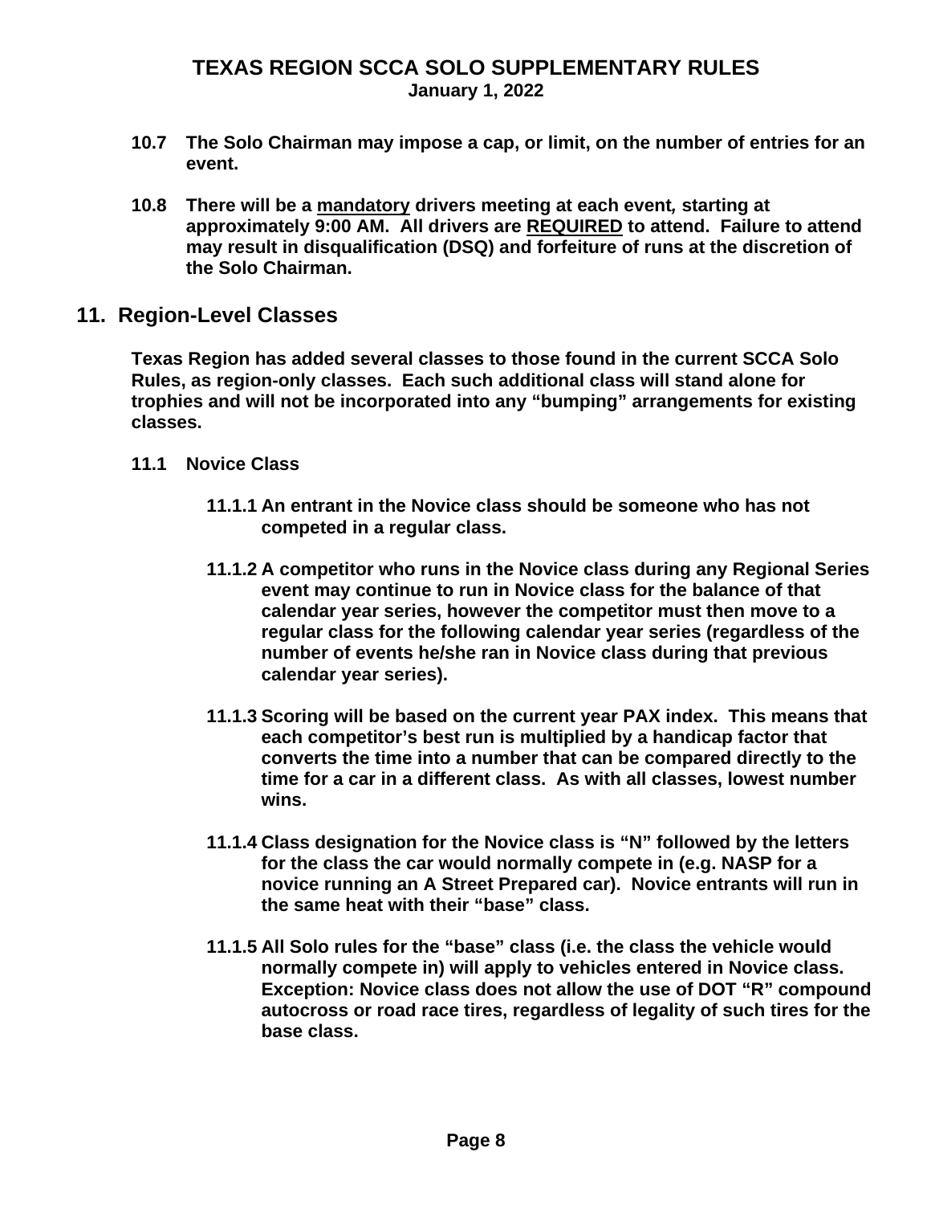**10.7 The Solo Chairman may impose a cap, or limit, on the number of entries for an event.**

**10.8 There will be a mandatory drivers meeting at each event, starting at approximately 9:00 AM. All drivers are REQUIRED to attend. Failure to attend may result in disqualification (DSQ) and forfeiture of runs at the discretion of the Solo Chairman.**

## 11. Region-Level Classes

**Texas Region has added several classes to those found in the current SCCA Solo Rules, as region-only classes. Each such additional class will stand alone for trophies and will not be incorporated into any "bumping" arrangements for existing classes.**

### 11.1 Novice Class

**11.1.1 An entrant in the Novice class should be someone who has not competed in a regular class.**

**11.1.2 A competitor who runs in the Novice class during any Regional Series event may continue to run in Novice class for the balance of that calendar year series, however the competitor must then move to a regular class for the following calendar year series (regardless of the number of events he/she ran in Novice class during that previous calendar year series).**

**11.1.3 Scoring will be based on the current year PAX index. This means that each competitor's best run is multiplied by a handicap factor that converts the time into a number that can be compared directly to the time for a car in a different class. As with all classes, lowest number wins.**

**11.1.4 Class designation for the Novice class is "N" followed by the letters for the class the car would normally compete in (e.g. NASP for a novice running an A Street Prepared car). Novice entrants will run in the same heat with their "base" class.**

**11.1.5 All Solo rules for the "base" class (i.e. the class the vehicle would normally compete in) will apply to vehicles entered in Novice class. Exception: Novice class does not allow the use of DOT "R" compound autocross or road race tires, regardless of legality of such tires for the base class.**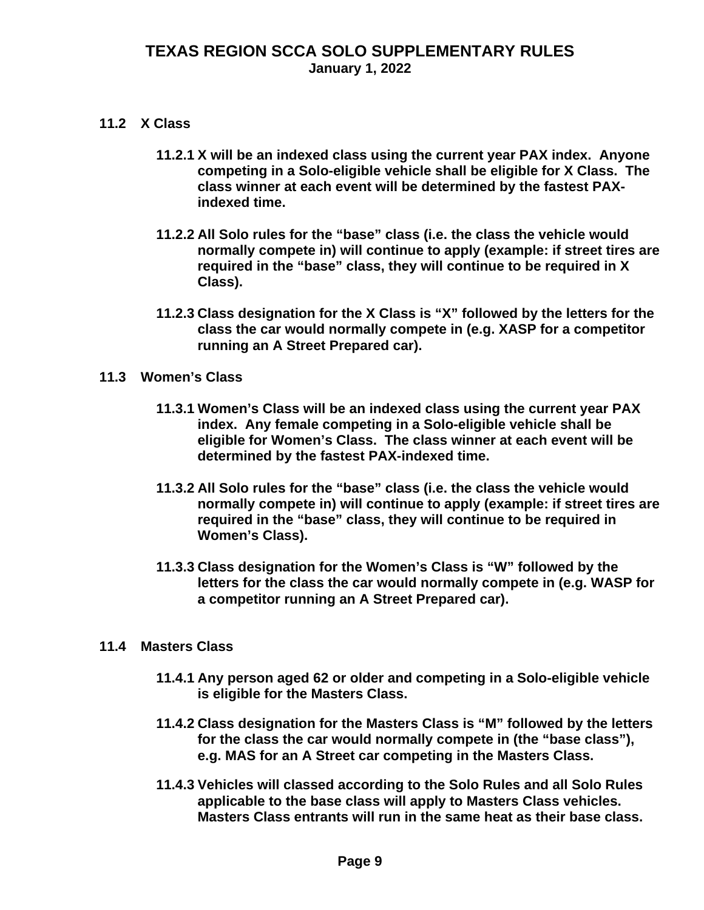### 11.2 X Class

**11.2.1 X will be an indexed class using the current year PAX index. Anyone competing in a Solo-eligible vehicle shall be eligible for X Class. The class winner at each event will be determined by the fastest PAX-indexed time.**

**11.2.2 All Solo rules for the "base" class (i.e. the class the vehicle would normally compete in) will continue to apply (example: if street tires are required in the "base" class, they will continue to be required in X Class).**

**11.2.3 Class designation for the X Class is "X" followed by the letters for the class the car would normally compete in (e.g. XASP for a competitor running an A Street Prepared car).**

### 11.3 Women's Class

**11.3.1 Women's Class will be an indexed class using the current year PAX index. Any female competing in a Solo-eligible vehicle shall be eligible for Women's Class. The class winner at each event will be determined by the fastest PAX-indexed time.**

**11.3.2 All Solo rules for the "base" class (i.e. the class the vehicle would normally compete in) will continue to apply (example: if street tires are required in the "base" class, they will continue to be required in Women's Class).**

**11.3.3 Class designation for the Women's Class is "W" followed by the letters for the class the car would normally compete in (e.g. WASP for a competitor running an A Street Prepared car).**

### 11.4 Masters Class

**11.4.1 Any person aged 62 or older and competing in a Solo-eligible vehicle is eligible for the Masters Class.**

**11.4.2 Class designation for the Masters Class is "M" followed by the letters for the class the car would normally compete in (the "base class"), e.g. MAS for an A Street car competing in the Masters Class.**

**11.4.3 Vehicles will classed according to the Solo Rules and all Solo Rules applicable to the base class will apply to Masters Class vehicles. Masters Class entrants will run in the same heat as their base class.**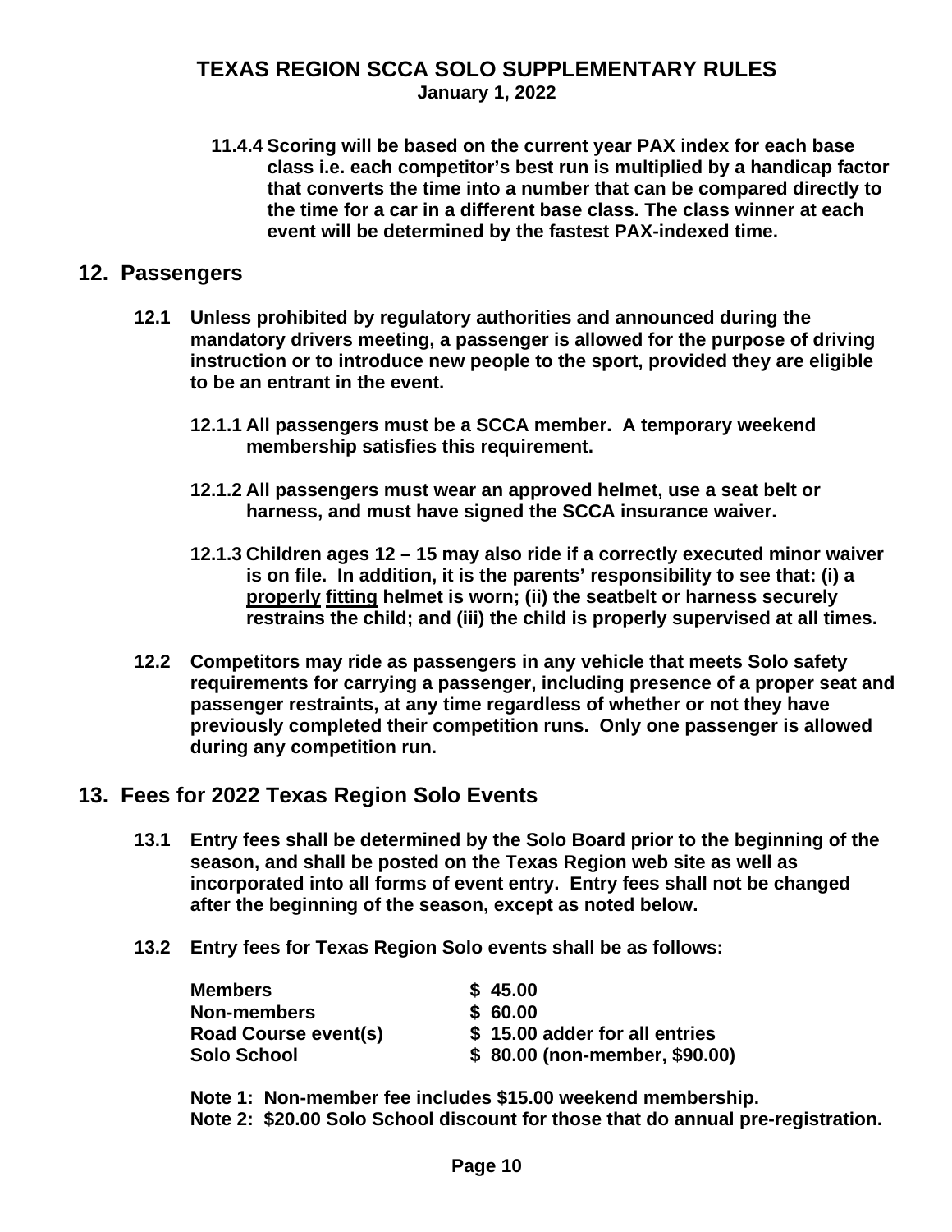**11.4.4 Scoring will be based on the current year PAX index for each base class i.e. each competitor's best run is multiplied by a handicap factor that converts the time into a number that can be compared directly to the time for a car in a different base class. The class winner at each event will be determined by the fastest PAX-indexed time.**

## 12. Passengers

**12.1 Unless prohibited by regulatory authorities and announced during the mandatory drivers meeting, a passenger is allowed for the purpose of driving instruction or to introduce new people to the sport, provided they are eligible to be an entrant in the event.**

**12.1.1 All passengers must be a SCCA member. A temporary weekend membership satisfies this requirement.**

**12.1.2 All passengers must wear an approved helmet, use a seat belt or harness, and must have signed the SCCA insurance waiver.**

**12.1.3 Children ages 12 – 15 may also ride if a correctly executed minor waiver is on file. In addition, it is the parents' responsibility to see that: (i) a <u>properly</u> <u>fitting</u> helmet is worn; (ii) the seatbelt or harness securely restrains the child; and (iii) the child is properly supervised at all times.**

**12.2 Competitors may ride as passengers in any vehicle that meets Solo safety requirements for carrying a passenger, including presence of a proper seat and passenger restraints, at any time regardless of whether or not they have previously completed their competition runs. Only one passenger is allowed during any competition run.**

## 13. Fees for 2022 Texas Region Solo Events

**13.1 Entry fees shall be determined by the Solo Board prior to the beginning of the season, and shall be posted on the Texas Region web site as well as incorporated into all forms of event entry. Entry fees shall not be changed after the beginning of the season, except as noted below.**

**13.2 Entry fees for Texas Region Solo events shall be as follows:**

| | |
|---|---|
| **Members** | **$ 45.00** |
| **Non-members** | **$ 60.00** |
| **Road Course event(s)** | **$ 15.00 adder for all entries** |
| **Solo School** | **$ 80.00 (non-member, $90.00)** |

**Note 1: Non-member fee includes $15.00 weekend membership.**
**Note 2: $20.00 Solo School discount for those that do annual pre-registration.**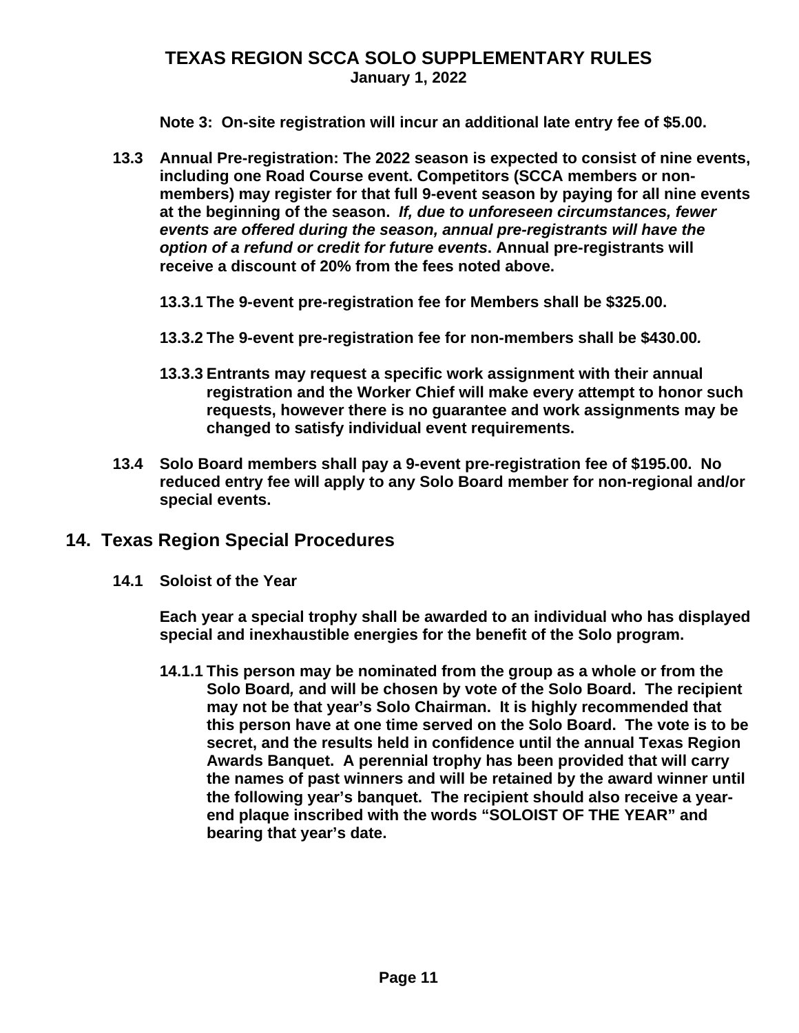**Note 3: On-site registration will incur an additional late entry fee of $5.00.**

**13.3 Annual Pre-registration: The 2022 season is expected to consist of nine events, including one Road Course event. Competitors (SCCA members or non-members) may register for that full 9-event season by paying for all nine events at the beginning of the season.** ***If, due to unforeseen circumstances, fewer events are offered during the season, annual pre-registrants will have the option of a refund or credit for future events*****. Annual pre-registrants will receive a discount of 20% from the fees noted above.**

**13.3.1 The 9-event pre-registration fee for Members shall be $325.00.**

**13.3.2 The 9-event pre-registration fee for non-members shall be $430.00.**

**13.3.3 Entrants may request a specific work assignment with their annual registration and the Worker Chief will make every attempt to honor such requests, however there is no guarantee and work assignments may be changed to satisfy individual event requirements.**

**13.4 Solo Board members shall pay a 9-event pre-registration fee of $195.00. No reduced entry fee will apply to any Solo Board member for non-regional and/or special events.**

## 14. Texas Region Special Procedures

### 14.1 Soloist of the Year

**Each year a special trophy shall be awarded to an individual who has displayed special and inexhaustible energies for the benefit of the Solo program.**

**14.1.1 This person may be nominated from the group as a whole or from the Solo Board, and will be chosen by vote of the Solo Board. The recipient may not be that year's Solo Chairman. It is highly recommended that this person have at one time served on the Solo Board. The vote is to be secret, and the results held in confidence until the annual Texas Region Awards Banquet. A perennial trophy has been provided that will carry the names of past winners and will be retained by the award winner until the following year's banquet. The recipient should also receive a year-end plaque inscribed with the words "SOLOIST OF THE YEAR" and bearing that year's date.**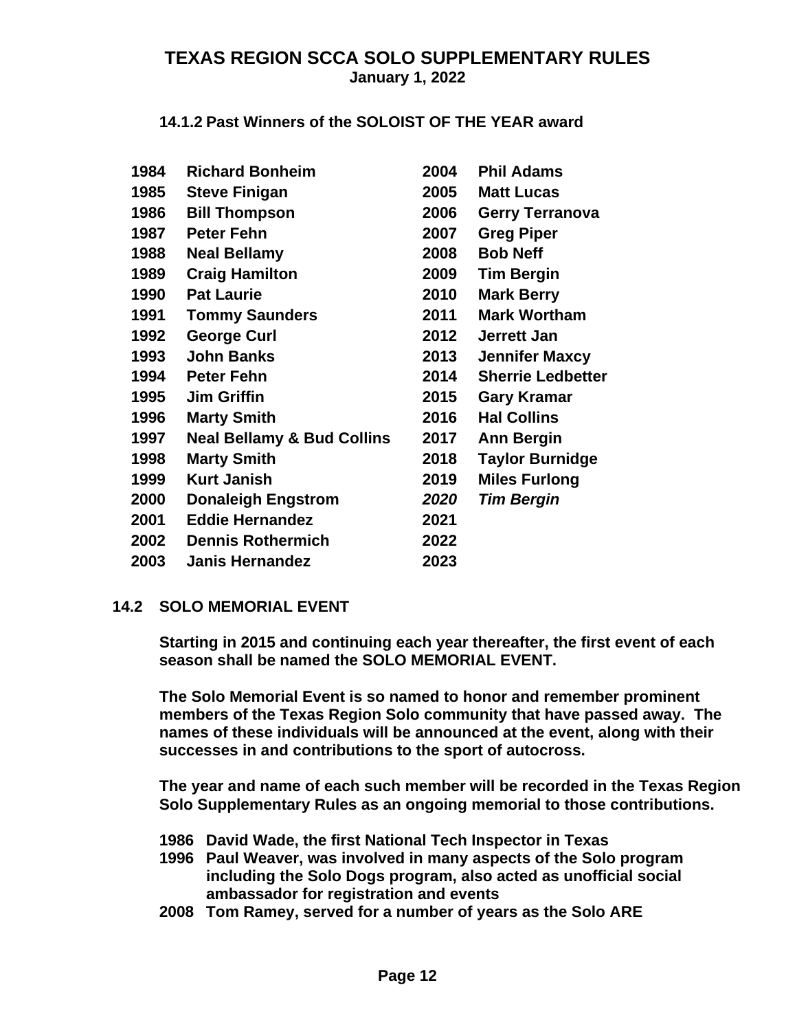# TEXAS REGION SCCA SOLO SUPPLEMENTARY RULES
**January 1, 2022**

### 14.1.2 Past Winners of the SOLOIST OF THE YEAR award

| Year | Winner | Year | Winner |
|---|---|---|---|
| 1984 | Richard Bonheim | 2004 | Phil Adams |
| 1985 | Steve Finigan | 2005 | Matt Lucas |
| 1986 | Bill Thompson | 2006 | Gerry Terranova |
| 1987 | Peter Fehn | 2007 | Greg Piper |
| 1988 | Neal Bellamy | 2008 | Bob Neff |
| 1989 | Craig Hamilton | 2009 | Tim Bergin |
| 1990 | Pat Laurie | 2010 | Mark Berry |
| 1991 | Tommy Saunders | 2011 | Mark Wortham |
| 1992 | George Curl | 2012 | Jerrett Jan |
| 1993 | John Banks | 2013 | Jennifer Maxcy |
| 1994 | Peter Fehn | 2014 | Sherrie Ledbetter |
| 1995 | Jim Griffin | 2015 | Gary Kramar |
| 1996 | Marty Smith | 2016 | Hal Collins |
| 1997 | Neal Bellamy & Bud Collins | 2017 | Ann Bergin |
| 1998 | Marty Smith | 2018 | Taylor Burnidge |
| 1999 | Kurt Janish | 2019 | Miles Furlong |
| 2000 | Donaleigh Engstrom | *2020* | *Tim Bergin* |
| 2001 | Eddie Hernandez | 2021 | |
| 2002 | Dennis Rothermich | 2022 | |
| 2003 | Janis Hernandez | 2023 | |

## 14.2 SOLO MEMORIAL EVENT

**Starting in 2015 and continuing each year thereafter, the first event of each season shall be named the SOLO MEMORIAL EVENT.**

**The Solo Memorial Event is so named to honor and remember prominent members of the Texas Region Solo community that have passed away. The names of these individuals will be announced at the event, along with their successes in and contributions to the sport of autocross.**

**The year and name of each such member will be recorded in the Texas Region Solo Supplementary Rules as an ongoing memorial to those contributions.**

- **1986 David Wade, the first National Tech Inspector in Texas**
- **1996 Paul Weaver, was involved in many aspects of the Solo program including the Solo Dogs program, also acted as unofficial social ambassador for registration and events**
- **2008 Tom Ramey, served for a number of years as the Solo ARE**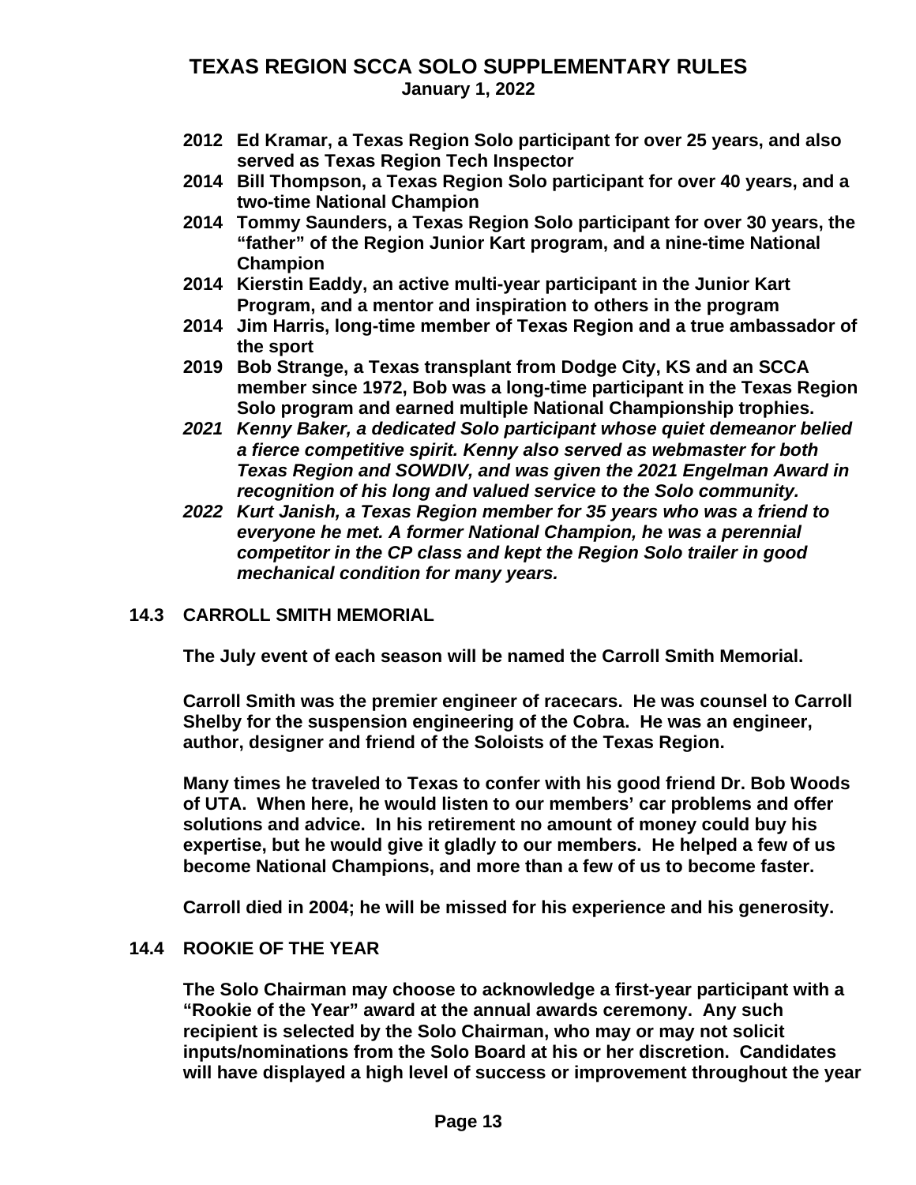**2012 Ed Kramar, a Texas Region Solo participant for over 25 years, and also served as Texas Region Tech Inspector**

**2014 Bill Thompson, a Texas Region Solo participant for over 40 years, and a two-time National Champion**

**2014 Tommy Saunders, a Texas Region Solo participant for over 30 years, the "father" of the Region Junior Kart program, and a nine-time National Champion**

**2014 Kierstin Eaddy, an active multi-year participant in the Junior Kart Program, and a mentor and inspiration to others in the program**

**2014 Jim Harris, long-time member of Texas Region and a true ambassador of the sport**

**2019 Bob Strange, a Texas transplant from Dodge City, KS and an SCCA member since 1972, Bob was a long-time participant in the Texas Region Solo program and earned multiple National Championship trophies.**

***2021 Kenny Baker, a dedicated Solo participant whose quiet demeanor belied a fierce competitive spirit. Kenny also served as webmaster for both Texas Region and SOWDIV, and was given the 2021 Engelman Award in recognition of his long and valued service to the Solo community.***

***2022 Kurt Janish, a Texas Region member for 35 years who was a friend to everyone he met. A former National Champion, he was a perennial competitor in the CP class and kept the Region Solo trailer in good mechanical condition for many years.***

## 14.3 CARROLL SMITH MEMORIAL

**The July event of each season will be named the Carroll Smith Memorial.**

**Carroll Smith was the premier engineer of racecars. He was counsel to Carroll Shelby for the suspension engineering of the Cobra. He was an engineer, author, designer and friend of the Soloists of the Texas Region.**

**Many times he traveled to Texas to confer with his good friend Dr. Bob Woods of UTA. When here, he would listen to our members' car problems and offer solutions and advice. In his retirement no amount of money could buy his expertise, but he would give it gladly to our members. He helped a few of us become National Champions, and more than a few of us to become faster.**

**Carroll died in 2004; he will be missed for his experience and his generosity.**

## 14.4 ROOKIE OF THE YEAR

**The Solo Chairman may choose to acknowledge a first-year participant with a "Rookie of the Year" award at the annual awards ceremony. Any such recipient is selected by the Solo Chairman, who may or may not solicit inputs/nominations from the Solo Board at his or her discretion. Candidates will have displayed a high level of success or improvement throughout the year**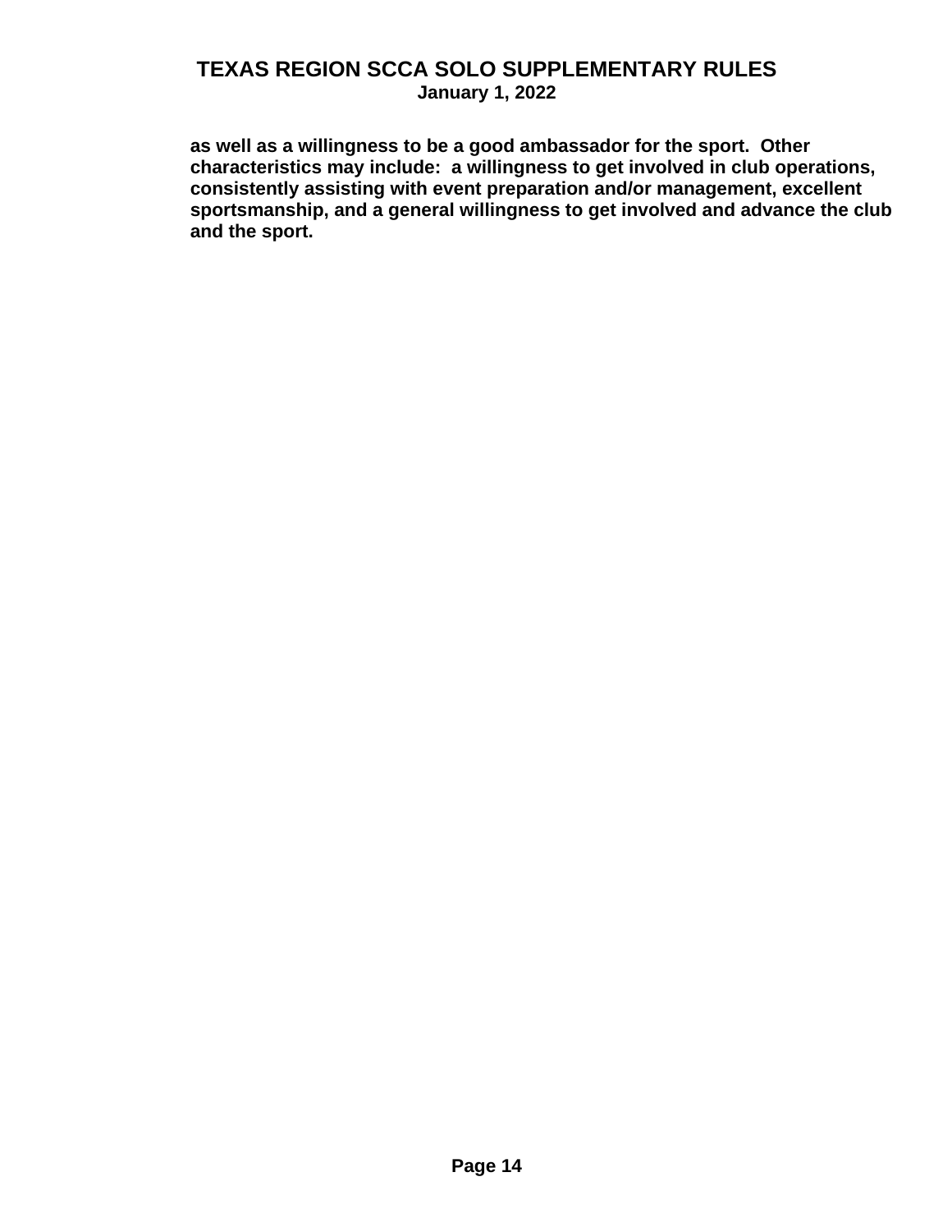**as well as a willingness to be a good ambassador for the sport. Other characteristics may include: a willingness to get involved in club operations, consistently assisting with event preparation and/or management, excellent sportsmanship, and a general willingness to get involved and advance the club and the sport.**